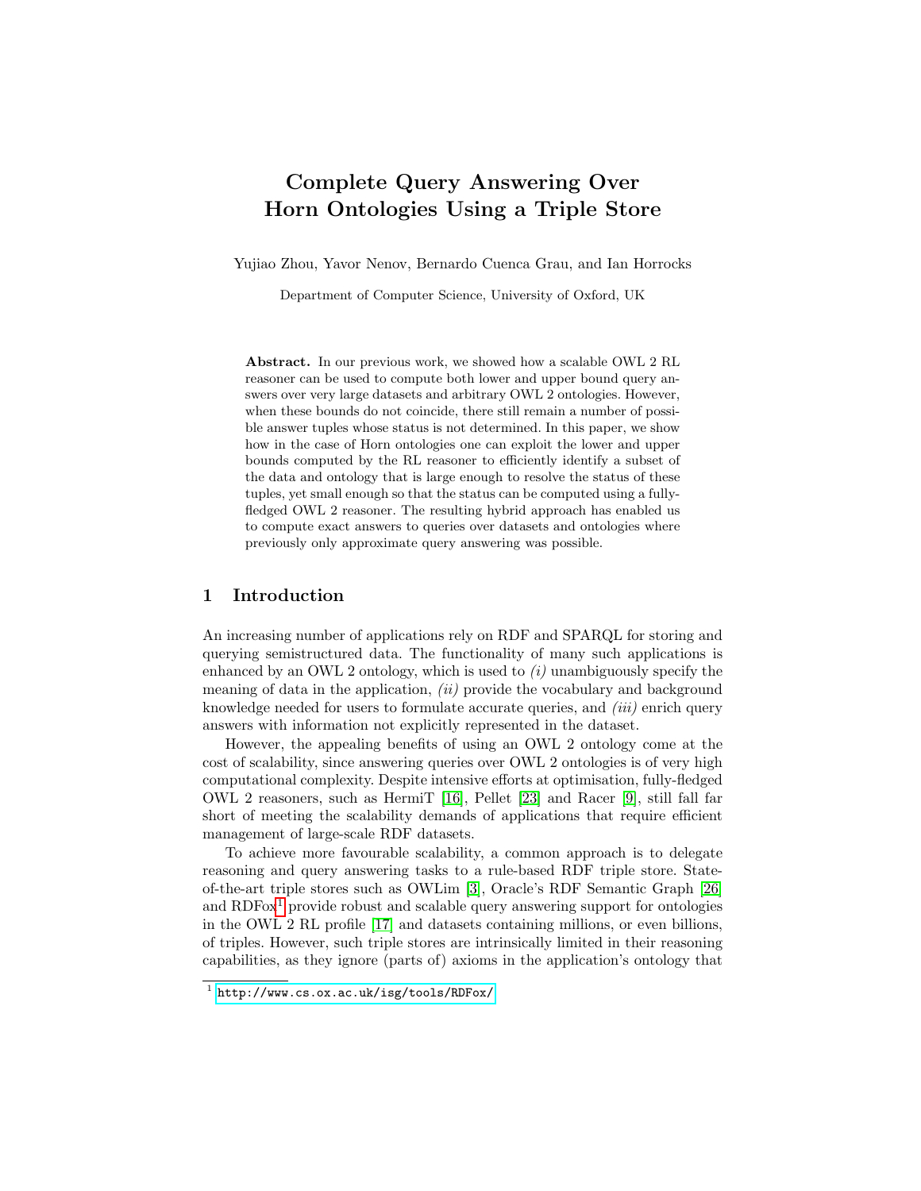# Complete Query Answering Over Horn Ontologies Using a Triple Store

Yujiao Zhou, Yavor Nenov, Bernardo Cuenca Grau, and Ian Horrocks

Department of Computer Science, University of Oxford, UK

**Abstract.** In our previous work, we showed how a scalable OWL 2 RL reasoner can be used to compute both lower and upper bound query answers over very large datasets and arbitrary OWL 2 ontologies. However, when these bounds do not coincide, there still remain a number of possible answer tuples whose status is not determined. In this paper, we show how in the case of Horn ontologies one can exploit the lower and upper bounds computed by the RL reasoner to efficiently identify a subset of the data and ontology that is large enough to resolve the status of these tuples, yet small enough so that the status can be computed using a fully-fledged OWL 2 reasoner. The resulting hybrid approach has enabled us to compute exact answers to queries over datasets and ontologies where previously only approximate query answering was possible.

## 1 Introduction

An increasing number of applications rely on RDF and SPARQL for storing and querying semistructured data. The functionality of many such applications is enhanced by an OWL 2 ontology, which is used to *(i)* unambiguously specify the meaning of data in the application, *(ii)* provide the vocabulary and background knowledge needed for users to formulate accurate queries, and *(iii)* enrich query answers with information not explicitly represented in the dataset.

However, the appealing benefits of using an OWL 2 ontology come at the cost of scalability, since answering queries over OWL 2 ontologies is of very high computational complexity. Despite intensive efforts at optimisation, fully-fledged OWL 2 reasoners, such as HermiT [16], Pellet [23] and Racer [9], still fall far short of meeting the scalability demands of applications that require efficient management of large-scale RDF datasets.

To achieve more favourable scalability, a common approach is to delegate reasoning and query answering tasks to a rule-based RDF triple store. State-of-the-art triple stores such as OWLim [3], Oracle's RDF Semantic Graph [26] and RDFox[1] provide robust and scalable query answering support for ontologies in the OWL 2 RL profile [17] and datasets containing millions, or even billions, of triples. However, such triple stores are intrinsically limited in their reasoning capabilities, as they ignore (parts of) axioms in the application's ontology that

[1] http://www.cs.ox.ac.uk/isg/tools/RDFox/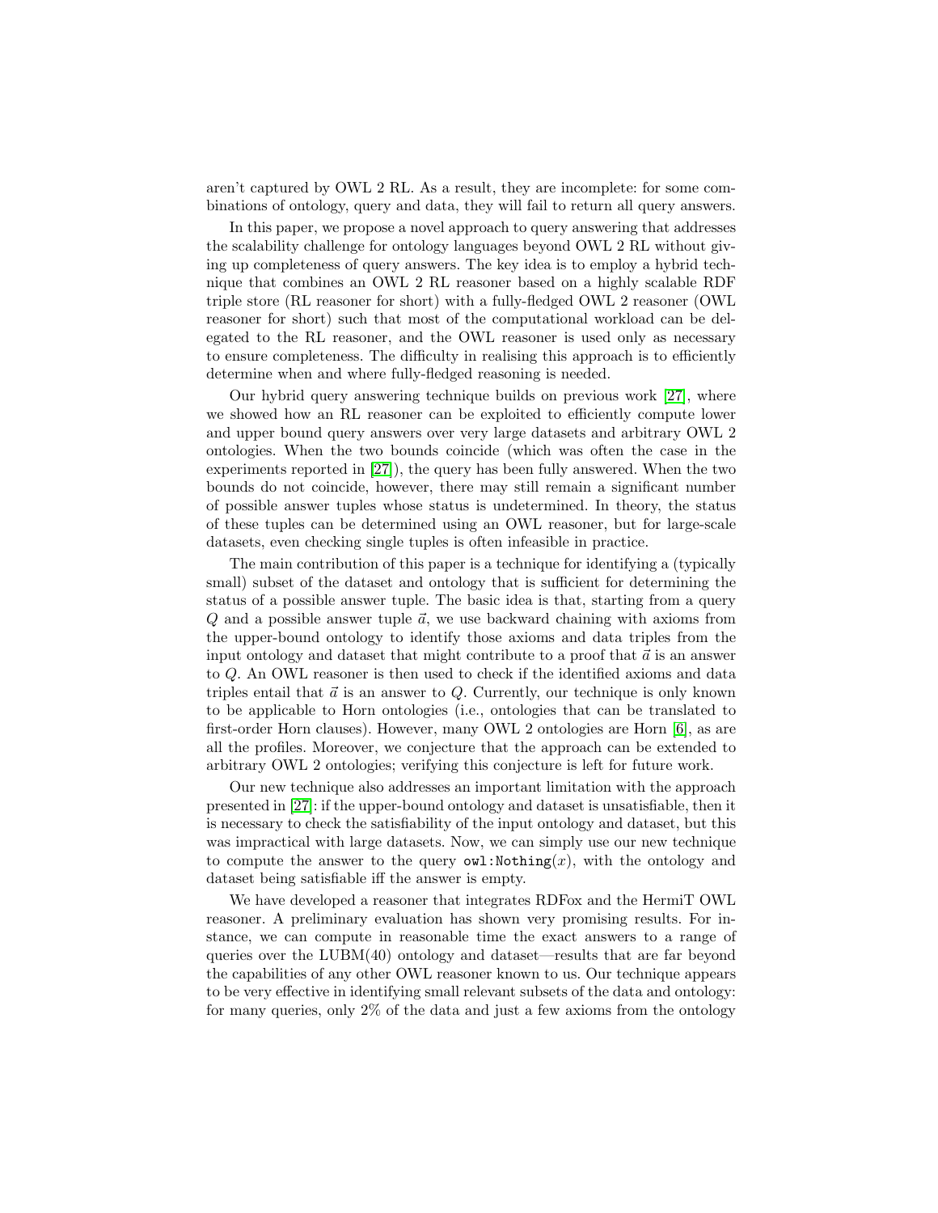aren't captured by OWL 2 RL. As a result, they are incomplete: for some combinations of ontology, query and data, they will fail to return all query answers.

In this paper, we propose a novel approach to query answering that addresses the scalability challenge for ontology languages beyond OWL 2 RL without giving up completeness of query answers. The key idea is to employ a hybrid technique that combines an OWL 2 RL reasoner based on a highly scalable RDF triple store (RL reasoner for short) with a fully-fledged OWL 2 reasoner (OWL reasoner for short) such that most of the computational workload can be delegated to the RL reasoner, and the OWL reasoner is used only as necessary to ensure completeness. The difficulty in realising this approach is to efficiently determine when and where fully-fledged reasoning is needed.

Our hybrid query answering technique builds on previous work [27], where we showed how an RL reasoner can be exploited to efficiently compute lower and upper bound query answers over very large datasets and arbitrary OWL 2 ontologies. When the two bounds coincide (which was often the case in the experiments reported in [27]), the query has been fully answered. When the two bounds do not coincide, however, there may still remain a significant number of possible answer tuples whose status is undetermined. In theory, the status of these tuples can be determined using an OWL reasoner, but for large-scale datasets, even checking single tuples is often infeasible in practice.

The main contribution of this paper is a technique for identifying a (typically small) subset of the dataset and ontology that is sufficient for determining the status of a possible answer tuple. The basic idea is that, starting from a query $Q$ and a possible answer tuple $\vec{a}$, we use backward chaining with axioms from the upper-bound ontology to identify those axioms and data triples from the input ontology and dataset that might contribute to a proof that $\vec{a}$ is an answer to $Q$. An OWL reasoner is then used to check if the identified axioms and data triples entail that $\vec{a}$ is an answer to $Q$. Currently, our technique is only known to be applicable to Horn ontologies (i.e., ontologies that can be translated to first-order Horn clauses). However, many OWL 2 ontologies are Horn [6], as are all the profiles. Moreover, we conjecture that the approach can be extended to arbitrary OWL 2 ontologies; verifying this conjecture is left for future work.

Our new technique also addresses an important limitation with the approach presented in [27]: if the upper-bound ontology and dataset is unsatisfiable, then it is necessary to check the satisfiability of the input ontology and dataset, but this was impractical with large datasets. Now, we can simply use our new technique to compute the answer to the query `owl:Nothing`$(x)$, with the ontology and dataset being satisfiable iff the answer is empty.

We have developed a reasoner that integrates RDFox and the HermiT OWL reasoner. A preliminary evaluation has shown very promising results. For instance, we can compute in reasonable time the exact answers to a range of queries over the LUBM(40) ontology and dataset—results that are far beyond the capabilities of any other OWL reasoner known to us. Our technique appears to be very effective in identifying small relevant subsets of the data and ontology: for many queries, only 2% of the data and just a few axioms from the ontology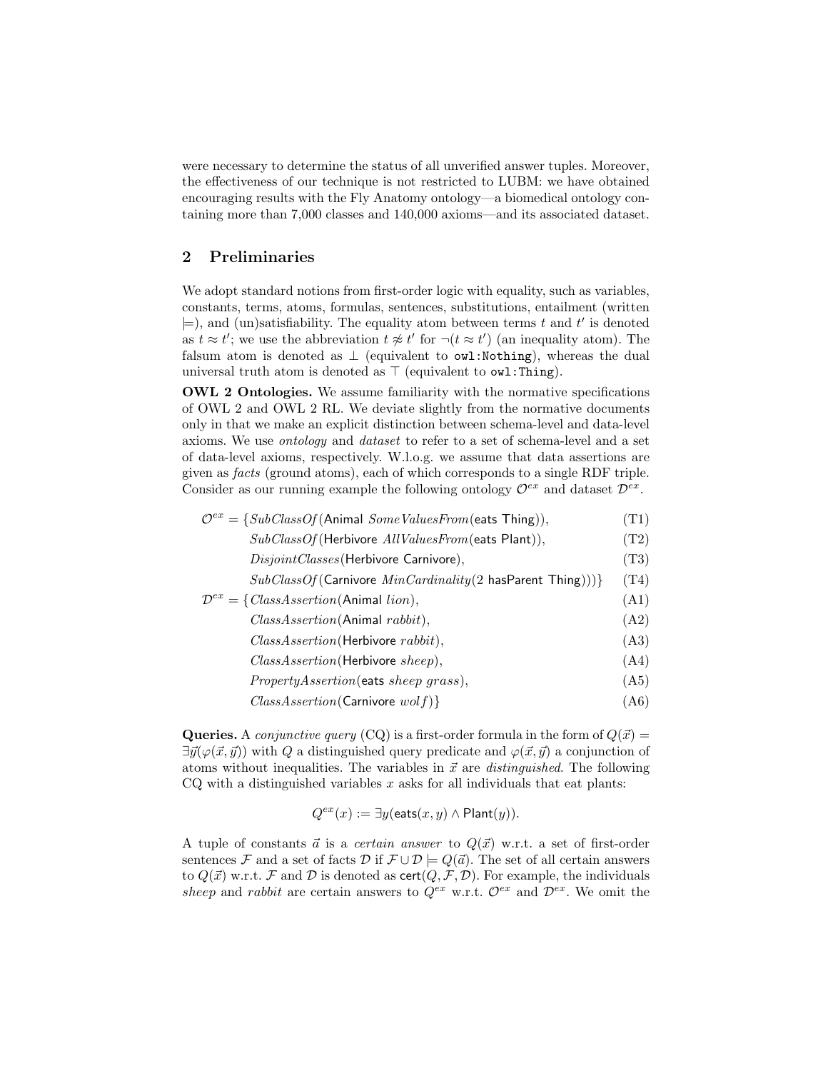were necessary to determine the status of all unverified answer tuples. Moreover, the effectiveness of our technique is not restricted to LUBM: we have obtained encouraging results with the Fly Anatomy ontology—a biomedical ontology containing more than 7,000 classes and 140,000 axioms—and its associated dataset.

## 2 Preliminaries

We adopt standard notions from first-order logic with equality, such as variables, constants, terms, atoms, formulas, sentences, substitutions, entailment (written $\models$), and (un)satisfiability. The equality atom between terms $t$ and $t'$ is denoted as $t \approx t'$; we use the abbreviation $t \not\approx t'$ for $\neg(t \approx t')$ (an inequality atom). The falsum atom is denoted as $\bot$ (equivalent to `owl:Nothing`), whereas the dual universal truth atom is denoted as $\top$ (equivalent to `owl:Thing`).

**OWL 2 Ontologies.** We assume familiarity with the normative specifications of OWL 2 and OWL 2 RL. We deviate slightly from the normative documents only in that we make an explicit distinction between schema-level and data-level axioms. We use *ontology* and *dataset* to refer to a set of schema-level and a set of data-level axioms, respectively. W.l.o.g. we assume that data assertions are given as *facts* (ground atoms), each of which corresponds to a single RDF triple. Consider as our running example the following ontology $\mathcal{O}^{ex}$ and dataset $\mathcal{D}^{ex}$.

$$
\begin{aligned}
\mathcal{O}^{ex} = \{ & \mathit{SubClassOf}(\mathsf{Animal}\ \mathit{SomeValuesFrom}(\mathsf{eats}\ \mathsf{Thing})), && \text{(T1)}\\
& \mathit{SubClassOf}(\mathsf{Herbivore}\ \mathit{AllValuesFrom}(\mathsf{eats}\ \mathsf{Plant})), && \text{(T2)}\\
& \mathit{DisjointClasses}(\mathsf{Herbivore}\ \mathsf{Carnivore}), && \text{(T3)}\\
& \mathit{SubClassOf}(\mathsf{Carnivore}\ \mathit{MinCardinality}(2\ \mathsf{hasParent}\ \mathsf{Thing}))\} && \text{(T4)}\\
\mathcal{D}^{ex} = \{ & \mathit{ClassAssertion}(\mathsf{Animal}\ \mathit{lion}), && \text{(A1)}\\
& \mathit{ClassAssertion}(\mathsf{Animal}\ \mathit{rabbit}), && \text{(A2)}\\
& \mathit{ClassAssertion}(\mathsf{Herbivore}\ \mathit{rabbit}), && \text{(A3)}\\
& \mathit{ClassAssertion}(\mathsf{Herbivore}\ \mathit{sheep}), && \text{(A4)}\\
& \mathit{PropertyAssertion}(\mathsf{eats}\ \mathit{sheep}\ \mathit{grass}), && \text{(A5)}\\
& \mathit{ClassAssertion}(\mathsf{Carnivore}\ \mathit{wolf})\} && \text{(A6)}
\end{aligned}
$$

**Queries.** A *conjunctive query* (CQ) is a first-order formula in the form of $Q(\vec{x}) = \exists \vec{y}(\varphi(\vec{x}, \vec{y}))$ with $Q$ a distinguished query predicate and $\varphi(\vec{x}, \vec{y})$ a conjunction of atoms without inequalities. The variables in $\vec{x}$ are *distinguished*. The following CQ with a distinguished variables $x$ asks for all individuals that eat plants:

$$Q^{ex}(x) := \exists y(\mathsf{eats}(x, y) \wedge \mathsf{Plant}(y)).$$

A tuple of constants $\vec{a}$ is a *certain answer* to $Q(\vec{x})$ w.r.t. a set of first-order sentences $\mathcal{F}$ and a set of facts $\mathcal{D}$ if $\mathcal{F} \cup \mathcal{D} \models Q(\vec{a})$. The set of all certain answers to $Q(\vec{x})$ w.r.t. $\mathcal{F}$ and $\mathcal{D}$ is denoted as $\mathsf{cert}(Q, \mathcal{F}, \mathcal{D})$. For example, the individuals *sheep* and *rabbit* are certain answers to $Q^{ex}$ w.r.t. $\mathcal{O}^{ex}$ and $\mathcal{D}^{ex}$. We omit the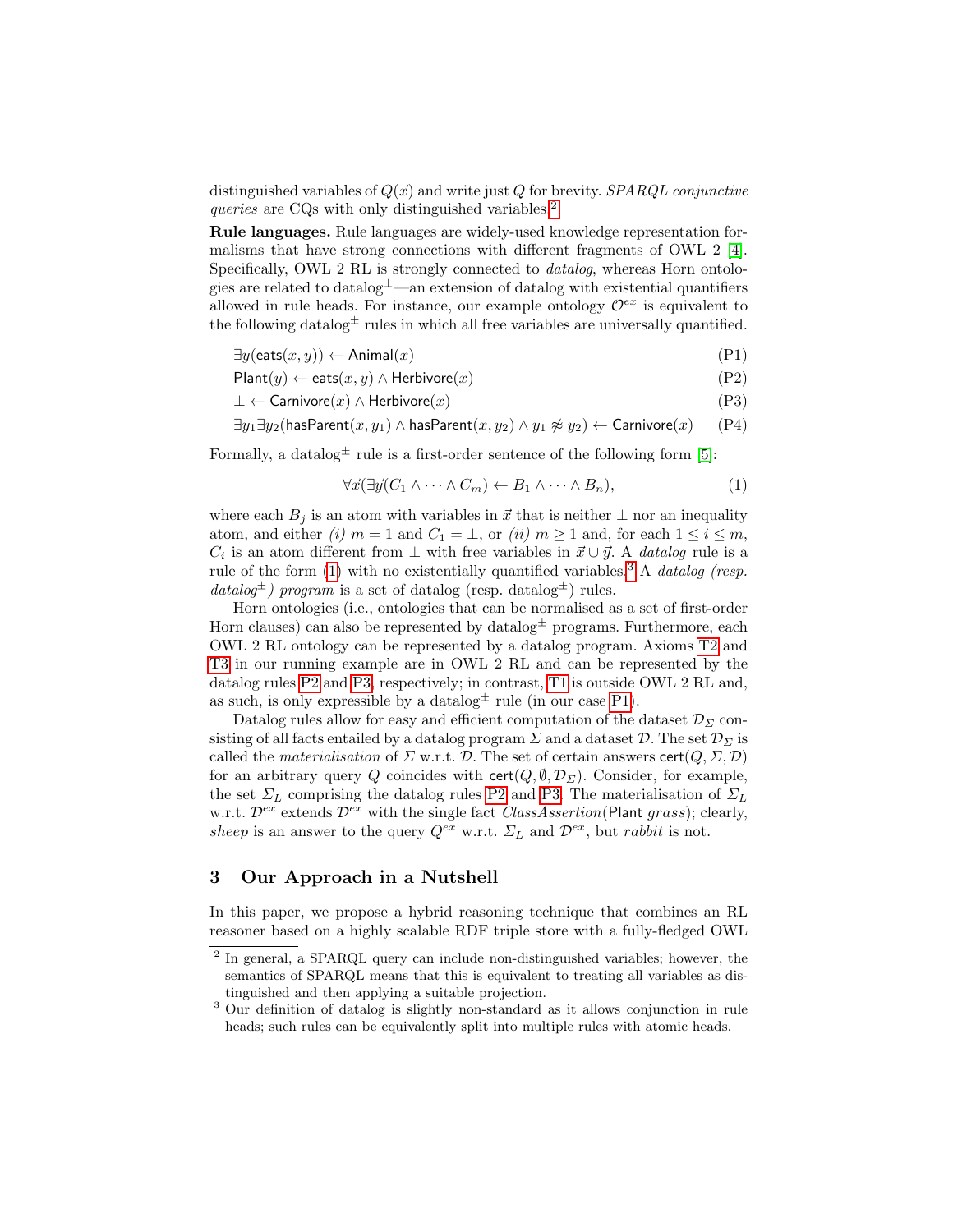distinguished variables of $Q(\vec{x})$ and write just $Q$ for brevity. *SPARQL conjunctive queries* are CQs with only distinguished variables.[2]

**Rule languages.** Rule languages are widely-used knowledge representation formalisms that have strong connections with different fragments of OWL 2 [4]. Specifically, OWL 2 RL is strongly connected to *datalog*, whereas Horn ontologies are related to datalog$^{\pm}$—an extension of datalog with existential quantifiers allowed in rule heads. For instance, our example ontology $\mathcal{O}^{ex}$ is equivalent to the following datalog$^{\pm}$ rules in which all free variables are universally quantified.

$$\exists y(\mathsf{eats}(x, y)) \leftarrow \mathsf{Animal}(x) \tag{P1}$$

$$\mathsf{Plant}(y) \leftarrow \mathsf{eats}(x, y) \wedge \mathsf{Herbivore}(x) \tag{P2}$$

$$\bot \leftarrow \mathsf{Carnivore}(x) \wedge \mathsf{Herbivore}(x) \tag{P3}$$

$$\exists y_1 \exists y_2(\mathsf{hasParent}(x, y_1) \wedge \mathsf{hasParent}(x, y_2) \wedge y_1 \not\approx y_2) \leftarrow \mathsf{Carnivore}(x) \tag{P4}$$

Formally, a datalog$^{\pm}$ rule is a first-order sentence of the following form [5]:

$$\forall \vec{x}(\exists \vec{y}(C_1 \wedge \cdots \wedge C_m) \leftarrow B_1 \wedge \cdots \wedge B_n), \tag{1}$$

where each $B_j$ is an atom with variables in $\vec{x}$ that is neither $\bot$ nor an inequality atom, and either *(i)* $m = 1$ and $C_1 = \bot$, or *(ii)* $m \geq 1$ and, for each $1 \leq i \leq m$, $C_i$ is an atom different from $\bot$ with free variables in $\vec{x} \cup \vec{y}$. A *datalog* rule is a rule of the form (1) with no existentially quantified variables.[3] A *datalog (resp. datalog$^{\pm}$) program* is a set of datalog (resp. datalog$^{\pm}$) rules.

Horn ontologies (i.e., ontologies that can be normalised as a set of first-order Horn clauses) can also be represented by datalog$^{\pm}$ programs. Furthermore, each OWL 2 RL ontology can be represented by a datalog program. Axioms T2 and T3 in our running example are in OWL 2 RL and can be represented by the datalog rules P2 and P3, respectively; in contrast, T1 is outside OWL 2 RL and, as such, is only expressible by a datalog$^{\pm}$ rule (in our case P1).

Datalog rules allow for easy and efficient computation of the dataset $\mathcal{D}_{\Sigma}$ consisting of all facts entailed by a datalog program $\Sigma$ and a dataset $\mathcal{D}$. The set $\mathcal{D}_{\Sigma}$ is called the *materialisation* of $\Sigma$ w.r.t. $\mathcal{D}$. The set of certain answers $\mathsf{cert}(Q, \Sigma, \mathcal{D})$ for an arbitrary query $Q$ coincides with $\mathsf{cert}(Q, \emptyset, \mathcal{D}_{\Sigma})$. Consider, for example, the set $\Sigma_L$ comprising the datalog rules P2 and P3. The materialisation of $\Sigma_L$ w.r.t. $\mathcal{D}^{ex}$ extends $\mathcal{D}^{ex}$ with the single fact *ClassAssertion*(Plant *grass*); clearly, *sheep* is an answer to the query $Q^{ex}$ w.r.t. $\Sigma_L$ and $\mathcal{D}^{ex}$, but *rabbit* is not.

## 3 Our Approach in a Nutshell

In this paper, we propose a hybrid reasoning technique that combines an RL reasoner based on a highly scalable RDF triple store with a fully-fledged OWL

[2] In general, a SPARQL query can include non-distinguished variables; however, the semantics of SPARQL means that this is equivalent to treating all variables as distinguished and then applying a suitable projection.

[3] Our definition of datalog is slightly non-standard as it allows conjunction in rule heads; such rules can be equivalently split into multiple rules with atomic heads.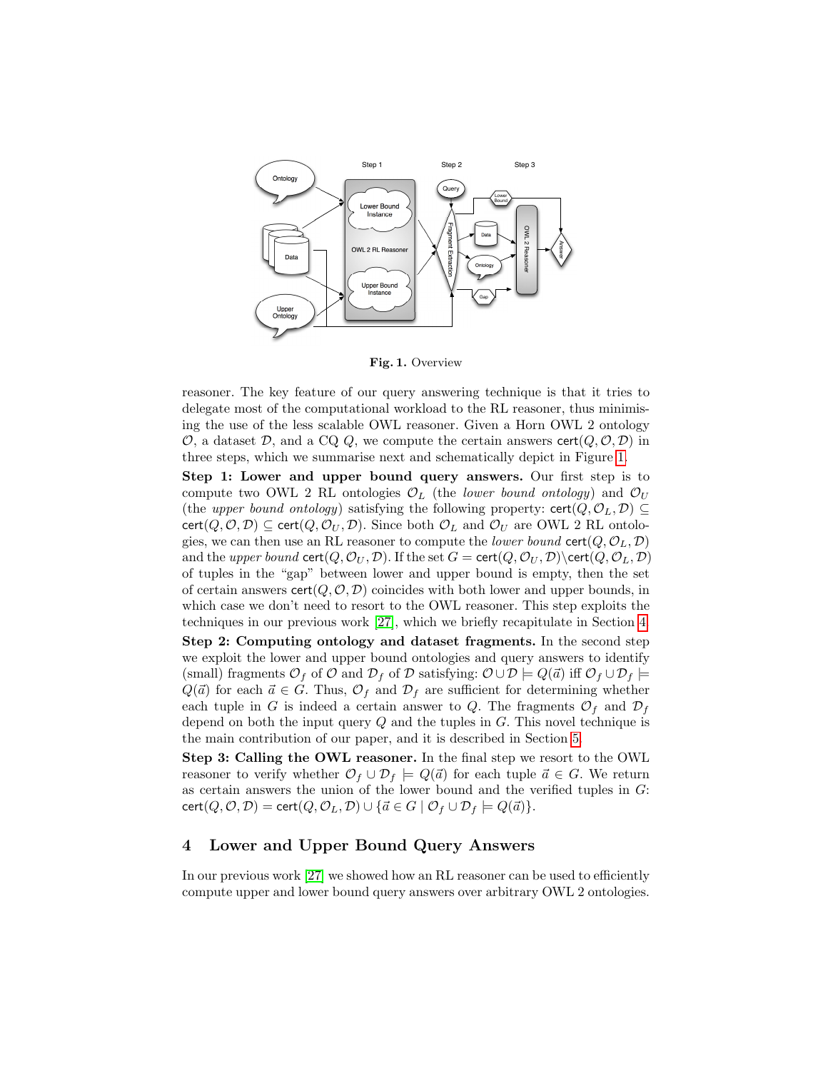Fig. 1. Overview

reasoner. The key feature of our query answering technique is that it tries to delegate most of the computational workload to the RL reasoner, thus minimising the use of the less scalable OWL reasoner. Given a Horn OWL 2 ontology $\mathcal{O}$, a dataset $\mathcal{D}$, and a CQ $Q$, we compute the certain answers $\mathsf{cert}(Q, \mathcal{O}, \mathcal{D})$ in three steps, which we summarise next and schematically depict in Figure 1.

**Step 1: Lower and upper bound query answers.** Our first step is to compute two OWL 2 RL ontologies $\mathcal{O}_L$ (the *lower bound ontology*) and $\mathcal{O}_U$ (the *upper bound ontology*) satisfying the following property: $\mathsf{cert}(Q, \mathcal{O}_L, \mathcal{D}) \subseteq \mathsf{cert}(Q, \mathcal{O}, \mathcal{D}) \subseteq \mathsf{cert}(Q, \mathcal{O}_U, \mathcal{D})$. Since both $\mathcal{O}_L$ and $\mathcal{O}_U$ are OWL 2 RL ontologies, we can then use an RL reasoner to compute the *lower bound* $\mathsf{cert}(Q, \mathcal{O}_L, \mathcal{D})$ and the *upper bound* $\mathsf{cert}(Q, \mathcal{O}_U, \mathcal{D})$. If the set $G = \mathsf{cert}(Q, \mathcal{O}_U, \mathcal{D}) \setminus \mathsf{cert}(Q, \mathcal{O}_L, \mathcal{D})$ of tuples in the "gap" between lower and upper bound is empty, then the set of certain answers $\mathsf{cert}(Q, \mathcal{O}, \mathcal{D})$ coincides with both lower and upper bounds, in which case we don't need to resort to the OWL reasoner. This step exploits the techniques in our previous work [27], which we briefly recapitulate in Section 4.

**Step 2: Computing ontology and dataset fragments.** In the second step we exploit the lower and upper bound ontologies and query answers to identify (small) fragments $\mathcal{O}_f$ of $\mathcal{O}$ and $\mathcal{D}_f$ of $\mathcal{D}$ satisfying: $\mathcal{O} \cup \mathcal{D} \models Q(\vec{a})$ iff $\mathcal{O}_f \cup \mathcal{D}_f \models Q(\vec{a})$ for each $\vec{a} \in G$. Thus, $\mathcal{O}_f$ and $\mathcal{D}_f$ are sufficient for determining whether each tuple in $G$ is indeed a certain answer to $Q$. The fragments $\mathcal{O}_f$ and $\mathcal{D}_f$ depend on both the input query $Q$ and the tuples in $G$. This novel technique is the main contribution of our paper, and it is described in Section 5.

**Step 3: Calling the OWL reasoner.** In the final step we resort to the OWL reasoner to verify whether $\mathcal{O}_f \cup \mathcal{D}_f \models Q(\vec{a})$ for each tuple $\vec{a} \in G$. We return as certain answers the union of the lower bound and the verified tuples in $G$: $\mathsf{cert}(Q, \mathcal{O}, \mathcal{D}) = \mathsf{cert}(Q, \mathcal{O}_L, \mathcal{D}) \cup \{\vec{a} \in G \mid \mathcal{O}_f \cup \mathcal{D}_f \models Q(\vec{a})\}$.

## 4 Lower and Upper Bound Query Answers

In our previous work [27] we showed how an RL reasoner can be used to efficiently compute upper and lower bound query answers over arbitrary OWL 2 ontologies.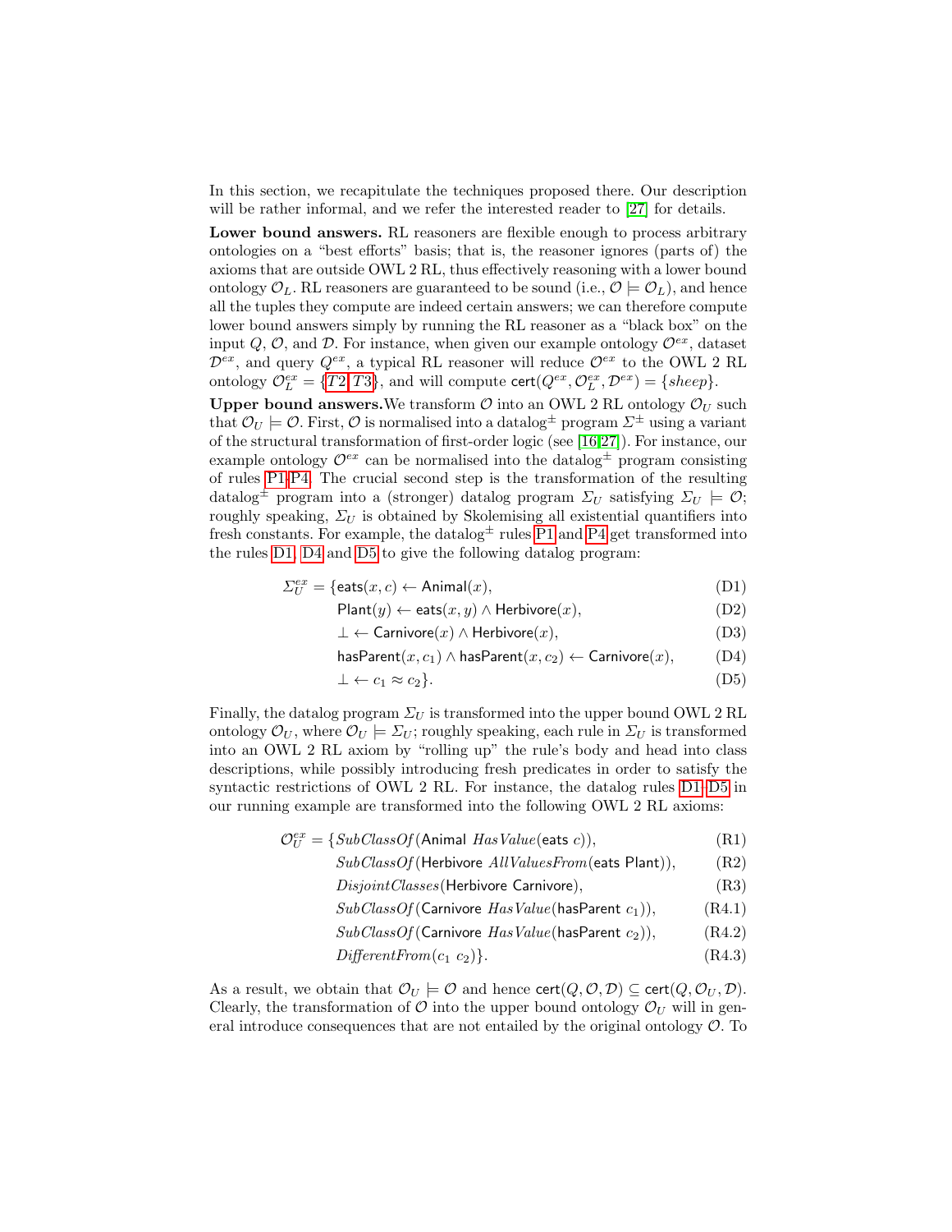In this section, we recapitulate the techniques proposed there. Our description will be rather informal, and we refer the interested reader to [27] for details.

**Lower bound answers.** RL reasoners are flexible enough to process arbitrary ontologies on a "best efforts" basis; that is, the reasoner ignores (parts of) the axioms that are outside OWL 2 RL, thus effectively reasoning with a lower bound ontology $\mathcal{O}_L$. RL reasoners are guaranteed to be sound (i.e., $\mathcal{O} \models \mathcal{O}_L$), and hence all the tuples they compute are indeed certain answers; we can therefore compute lower bound answers simply by running the RL reasoner as a "black box" on the input $Q$, $\mathcal{O}$, and $\mathcal{D}$. For instance, when given our example ontology $\mathcal{O}^{ex}$, dataset $\mathcal{D}^{ex}$, and query $Q^{ex}$, a typical RL reasoner will reduce $\mathcal{O}^{ex}$ to the OWL 2 RL ontology $\mathcal{O}^{ex}_L = \{T2, T3\}$, and will compute $\mathsf{cert}(Q^{ex}, \mathcal{O}^{ex}_L, \mathcal{D}^{ex}) = \{sheep\}$.

**Upper bound answers.** We transform $\mathcal{O}$ into an OWL 2 RL ontology $\mathcal{O}_U$ such that $\mathcal{O}_U \models \mathcal{O}$. First, $\mathcal{O}$ is normalised into a datalog$^{\pm}$ program $\Sigma^{\pm}$ using a variant of the structural transformation of first-order logic (see [16,27]). For instance, our example ontology $\mathcal{O}^{ex}$ can be normalised into the datalog$^{\pm}$ program consisting of rules P1–P4. The crucial second step is the transformation of the resulting datalog$^{\pm}$ program into a (stronger) datalog program $\Sigma_U$ satisfying $\Sigma_U \models \mathcal{O}$; roughly speaking, $\Sigma_U$ is obtained by Skolemising all existential quantifiers into fresh constants. For example, the datalog$^{\pm}$ rules P1 and P4 get transformed into the rules D1, D4 and D5 to give the following datalog program:

$$
\begin{aligned}
\Sigma^{ex}_U = \{&\mathsf{eats}(x, c) \leftarrow \mathsf{Animal}(x), && \text{(D1)}\\
&\mathsf{Plant}(y) \leftarrow \mathsf{eats}(x, y) \wedge \mathsf{Herbivore}(x), && \text{(D2)}\\
&\bot \leftarrow \mathsf{Carnivore}(x) \wedge \mathsf{Herbivore}(x), && \text{(D3)}\\
&\mathsf{hasParent}(x, c_1) \wedge \mathsf{hasParent}(x, c_2) \leftarrow \mathsf{Carnivore}(x), && \text{(D4)}\\
&\bot \leftarrow c_1 \approx c_2\}. && \text{(D5)}
\end{aligned}
$$

Finally, the datalog program $\Sigma_U$ is transformed into the upper bound OWL 2 RL ontology $\mathcal{O}_U$, where $\mathcal{O}_U \models \Sigma_U$; roughly speaking, each rule in $\Sigma_U$ is transformed into an OWL 2 RL axiom by "rolling up" the rule's body and head into class descriptions, while possibly introducing fresh predicates in order to satisfy the syntactic restrictions of OWL 2 RL. For instance, the datalog rules D1–D5 in our running example are transformed into the following OWL 2 RL axioms:

$$
\begin{aligned}
\mathcal{O}^{ex}_U = \{&\mathit{SubClassOf}(\mathsf{Animal}\ \mathit{HasValue}(\mathsf{eats}\ c)), && \text{(R1)}\\
&\mathit{SubClassOf}(\mathsf{Herbivore}\ \mathit{AllValuesFrom}(\mathsf{eats}\ \mathsf{Plant})), && \text{(R2)}\\
&\mathit{DisjointClasses}(\mathsf{Herbivore}\ \mathsf{Carnivore}), && \text{(R3)}\\
&\mathit{SubClassOf}(\mathsf{Carnivore}\ \mathit{HasValue}(\mathsf{hasParent}\ c_1)), && \text{(R4.1)}\\
&\mathit{SubClassOf}(\mathsf{Carnivore}\ \mathit{HasValue}(\mathsf{hasParent}\ c_2)), && \text{(R4.2)}\\
&\mathit{DifferentFrom}(c_1\ c_2)\}. && \text{(R4.3)}
\end{aligned}
$$

As a result, we obtain that $\mathcal{O}_U \models \mathcal{O}$ and hence $\mathsf{cert}(Q, \mathcal{O}, \mathcal{D}) \subseteq \mathsf{cert}(Q, \mathcal{O}_U, \mathcal{D})$. Clearly, the transformation of $\mathcal{O}$ into the upper bound ontology $\mathcal{O}_U$ will in general introduce consequences that are not entailed by the original ontology $\mathcal{O}$. To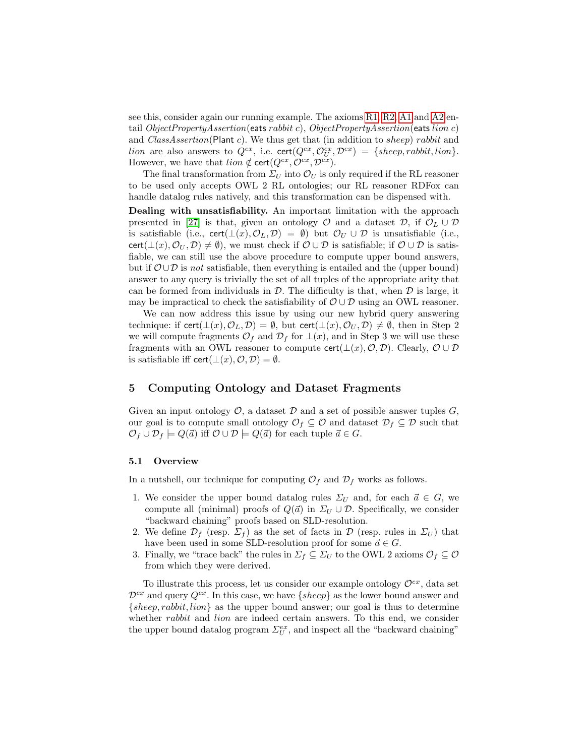see this, consider again our running example. The axioms [R1], [R2], [A1] and [A2] entail *ObjectPropertyAssertion*(eats *rabbit c*), *ObjectPropertyAssertion*(eats *lion c*) and *ClassAssertion*(Plant *c*). We thus get that (in addition to *sheep*) *rabbit* and *lion* are also answers to $Q^{ex}$, i.e. $\mathsf{cert}(Q^{ex}, \mathcal{O}_U^{ex}, \mathcal{D}^{ex}) = \{sheep, rabbit, lion\}$. However, we have that $lion \notin \mathsf{cert}(Q^{ex}, \mathcal{O}^{ex}, \mathcal{D}^{ex})$.

The final transformation from $\Sigma_U$ into $\mathcal{O}_U$ is only required if the RL reasoner to be used only accepts OWL 2 RL ontologies; our RL reasoner RDFox can handle datalog rules natively, and this transformation can be dispensed with.

**Dealing with unsatisfiability.** An important limitation with the approach presented in [27] is that, given an ontology $\mathcal{O}$ and a dataset $\mathcal{D}$, if $\mathcal{O}_L \cup \mathcal{D}$ is satisfiable (i.e., $\mathsf{cert}(\bot(x), \mathcal{O}_L, \mathcal{D}) = \emptyset$) but $\mathcal{O}_U \cup \mathcal{D}$ is unsatisfiable (i.e., $\mathsf{cert}(\bot(x), \mathcal{O}_U, \mathcal{D}) \neq \emptyset$), we must check if $\mathcal{O} \cup \mathcal{D}$ is satisfiable; if $\mathcal{O} \cup \mathcal{D}$ is satisfiable, we can still use the above procedure to compute upper bound answers, but if $\mathcal{O} \cup \mathcal{D}$ is *not* satisfiable, then everything is entailed and the (upper bound) answer to any query is trivially the set of all tuples of the appropriate arity that can be formed from individuals in $\mathcal{D}$. The difficulty is that, when $\mathcal{D}$ is large, it may be impractical to check the satisfiability of $\mathcal{O} \cup \mathcal{D}$ using an OWL reasoner.

We can now address this issue by using our new hybrid query answering technique: if $\mathsf{cert}(\bot(x), \mathcal{O}_L, \mathcal{D}) = \emptyset$, but $\mathsf{cert}(\bot(x), \mathcal{O}_U, \mathcal{D}) \neq \emptyset$, then in Step 2 we will compute fragments $\mathcal{O}_f$ and $\mathcal{D}_f$ for $\bot(x)$, and in Step 3 we will use these fragments with an OWL reasoner to compute $\mathsf{cert}(\bot(x), \mathcal{O}, \mathcal{D})$. Clearly, $\mathcal{O} \cup \mathcal{D}$ is satisfiable iff $\mathsf{cert}(\bot(x), \mathcal{O}, \mathcal{D}) = \emptyset$.

## 5 Computing Ontology and Dataset Fragments

Given an input ontology $\mathcal{O}$, a dataset $\mathcal{D}$ and a set of possible answer tuples $G$, our goal is to compute small ontology $\mathcal{O}_f \subseteq \mathcal{O}$ and dataset $\mathcal{D}_f \subseteq \mathcal{D}$ such that $\mathcal{O}_f \cup \mathcal{D}_f \models Q(\vec{a})$ iff $\mathcal{O} \cup \mathcal{D} \models Q(\vec{a})$ for each tuple $\vec{a} \in G$.

### 5.1 Overview

In a nutshell, our technique for computing $\mathcal{O}_f$ and $\mathcal{D}_f$ works as follows.

1. We consider the upper bound datalog rules $\Sigma_U$ and, for each $\vec{a} \in G$, we compute all (minimal) proofs of $Q(\vec{a})$ in $\Sigma_U \cup \mathcal{D}$. Specifically, we consider "backward chaining" proofs based on SLD-resolution.
2. We define $\mathcal{D}_f$ (resp. $\Sigma_f$) as the set of facts in $\mathcal{D}$ (resp. rules in $\Sigma_U$) that have been used in some SLD-resolution proof for some $\vec{a} \in G$.
3. Finally, we "trace back" the rules in $\Sigma_f \subseteq \Sigma_U$ to the OWL 2 axioms $\mathcal{O}_f \subseteq \mathcal{O}$ from which they were derived.

To illustrate this process, let us consider our example ontology $\mathcal{O}^{ex}$, data set $\mathcal{D}^{ex}$ and query $Q^{ex}$. In this case, we have $\{sheep\}$ as the lower bound answer and $\{sheep, rabbit, lion\}$ as the upper bound answer; our goal is thus to determine whether *rabbit* and *lion* are indeed certain answers. To this end, we consider the upper bound datalog program $\Sigma_U^{ex}$, and inspect all the "backward chaining"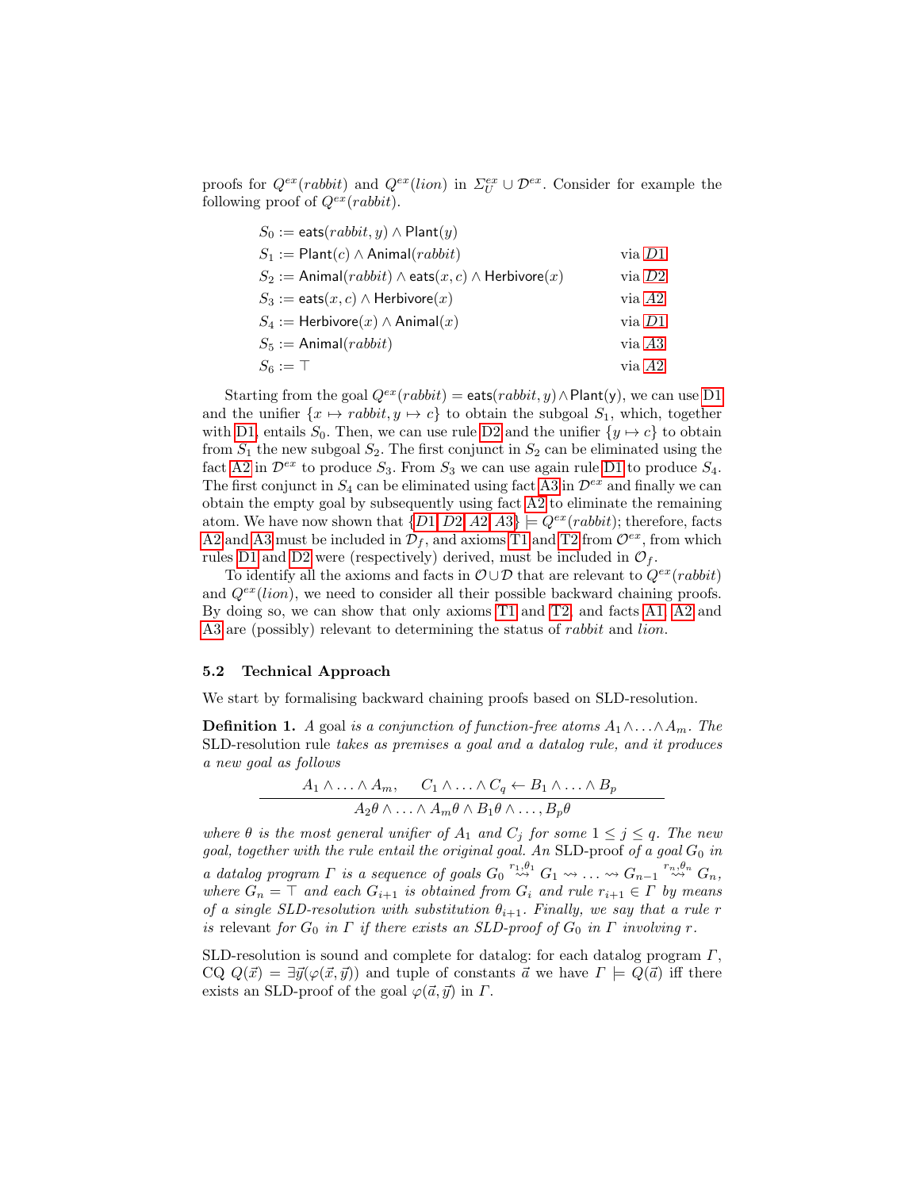proofs for $Q^{ex}(rabbit)$ and $Q^{ex}(lion)$ in $\Sigma_U^{ex} \cup \mathcal{D}^{ex}$. Consider for example the following proof of $Q^{ex}(rabbit)$.

$$
\begin{array}{ll}
S_0 := \mathsf{eats}(rabbit, y) \wedge \mathsf{Plant}(y) & \\
S_1 := \mathsf{Plant}(c) \wedge \mathsf{Animal}(rabbit) & \text{via } D1 \\
S_2 := \mathsf{Animal}(rabbit) \wedge \mathsf{eats}(x, c) \wedge \mathsf{Herbivore}(x) & \text{via } D2 \\
S_3 := \mathsf{eats}(x, c) \wedge \mathsf{Herbivore}(x) & \text{via } A2 \\
S_4 := \mathsf{Herbivore}(x) \wedge \mathsf{Animal}(x) & \text{via } D1 \\
S_5 := \mathsf{Animal}(rabbit) & \text{via } A3 \\
S_6 := \top & \text{via } A2
\end{array}
$$

Starting from the goal $Q^{ex}(rabbit) = \mathsf{eats}(rabbit, y) \wedge \mathsf{Plant(y)}$, we can use D1 and the unifier $\{x \mapsto rabbit, y \mapsto c\}$ to obtain the subgoal $S_1$, which, together with D1, entails $S_0$. Then, we can use rule D2 and the unifier $\{y \mapsto c\}$ to obtain from $S_1$ the new subgoal $S_2$. The first conjunct in $S_2$ can be eliminated using the fact A2 in $\mathcal{D}^{ex}$ to produce $S_3$. From $S_3$ we can use again rule D1 to produce $S_4$. The first conjunct in $S_4$ can be eliminated using fact A3 in $\mathcal{D}^{ex}$ and finally we can obtain the empty goal by subsequently using fact A2 to eliminate the remaining atom. We have now shown that $\{D1, D2, A2, A3\} \models Q^{ex}(rabbit)$; therefore, facts A2 and A3 must be included in $\mathcal{D}_f$, and axioms T1 and T2 from $\mathcal{O}^{ex}$, from which rules D1 and D2 were (respectively) derived, must be included in $\mathcal{O}_f$.

To identify all the axioms and facts in $\mathcal{O} \cup \mathcal{D}$ that are relevant to $Q^{ex}(rabbit)$ and $Q^{ex}(lion)$, we need to consider all their possible backward chaining proofs. By doing so, we can show that only axioms T1 and T2, and facts A1, A2 and A3 are (possibly) relevant to determining the status of *rabbit* and *lion*.

### 5.2 Technical Approach

We start by formalising backward chaining proofs based on SLD-resolution.

**Definition 1.** *A* goal *is a conjunction of function-free atoms* $A_1 \wedge \ldots \wedge A_m$. *The* SLD-resolution rule *takes as premises a goal and a datalog rule, and it produces a new goal as follows*

$$
\frac{A_1 \wedge \ldots \wedge A_m, \quad C_1 \wedge \ldots \wedge C_q \leftarrow B_1 \wedge \ldots \wedge B_p}{A_2\theta \wedge \ldots \wedge A_m\theta \wedge B_1\theta \wedge \ldots, B_p\theta}
$$

*where $\theta$ is the most general unifier of $A_1$ and $C_j$ for some $1 \leq j \leq q$. The new goal, together with the rule entail the original goal. An* SLD-proof *of a goal $G_0$ in a datalog program $\Gamma$ is a sequence of goals $G_0 \overset{r_1,\theta_1}{\rightsquigarrow} G_1 \rightsquigarrow \ldots \rightsquigarrow G_{n-1} \overset{r_n,\theta_n}{\rightsquigarrow} G_n$, where $G_n = \top$ and each $G_{i+1}$ is obtained from $G_i$ and rule $r_{i+1} \in \Gamma$ by means of a single SLD-resolution with substitution $\theta_{i+1}$. Finally, we say that a rule $r$ is* relevant *for $G_0$ in $\Gamma$ if there exists an SLD-proof of $G_0$ in $\Gamma$ involving $r$.*

SLD-resolution is sound and complete for datalog: for each datalog program $\Gamma$, CQ $Q(\vec{x}) = \exists \vec{y}(\varphi(\vec{x}, \vec{y}))$ and tuple of constants $\vec{a}$ we have $\Gamma \models Q(\vec{a})$ iff there exists an SLD-proof of the goal $\varphi(\vec{a}, \vec{y})$ in $\Gamma$.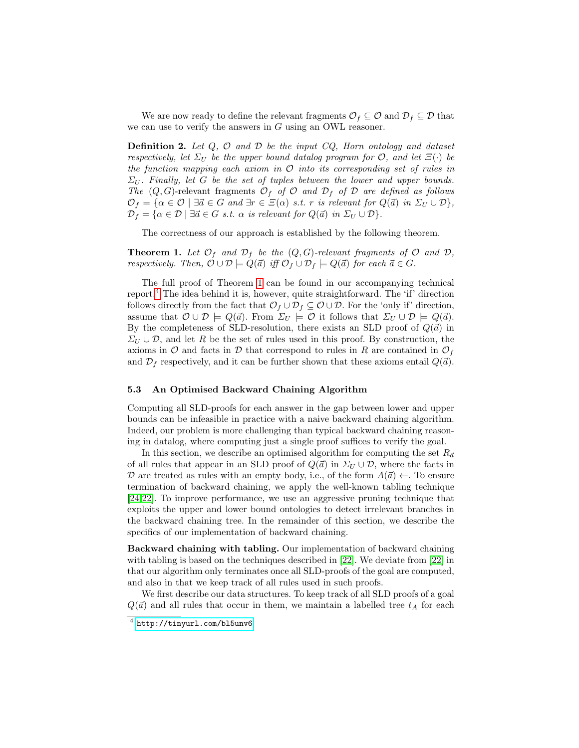We are now ready to define the relevant fragments $\mathcal{O}_f \subseteq \mathcal{O}$ and $\mathcal{D}_f \subseteq \mathcal{D}$ that we can use to verify the answers in $G$ using an OWL reasoner.

**Definition 2.** *Let $Q$, $\mathcal{O}$ and $\mathcal{D}$ be the input CQ, Horn ontology and dataset respectively, let $\Sigma_U$ be the upper bound datalog program for $\mathcal{O}$, and let $\Xi(\cdot)$ be the function mapping each axiom in $\mathcal{O}$ into its corresponding set of rules in $\Sigma_U$. Finally, let $G$ be the set of tuples between the lower and upper bounds. The $(Q, G)$-relevant fragments $\mathcal{O}_f$ of $\mathcal{O}$ and $\mathcal{D}_f$ of $\mathcal{D}$ are defined as follows $\mathcal{O}_f = \{\alpha \in \mathcal{O} \mid \exists \vec{a} \in G$ and $\exists r \in \Xi(\alpha)$ s.t. $r$ is relevant for $Q(\vec{a})$ in $\Sigma_U \cup \mathcal{D}\}$, $\mathcal{D}_f = \{\alpha \in \mathcal{D} \mid \exists \vec{a} \in G$ s.t. $\alpha$ is relevant for $Q(\vec{a})$ in $\Sigma_U \cup \mathcal{D}\}$.*

The correctness of our approach is established by the following theorem.

**Theorem 1.** *Let $\mathcal{O}_f$ and $\mathcal{D}_f$ be the $(Q, G)$-relevant fragments of $\mathcal{O}$ and $\mathcal{D}$, respectively. Then, $\mathcal{O} \cup \mathcal{D} \models Q(\vec{a})$ iff $\mathcal{O}_f \cup \mathcal{D}_f \models Q(\vec{a})$ for each $\vec{a} \in G$.*

The full proof of Theorem 1 can be found in our accompanying technical report.[4] The idea behind it is, however, quite straightforward. The 'if' direction follows directly from the fact that $\mathcal{O}_f \cup \mathcal{D}_f \subseteq \mathcal{O} \cup \mathcal{D}$. For the 'only if' direction, assume that $\mathcal{O} \cup \mathcal{D} \models Q(\vec{a})$. From $\Sigma_U \models \mathcal{O}$ it follows that $\Sigma_U \cup \mathcal{D} \models Q(\vec{a})$. By the completeness of SLD-resolution, there exists an SLD proof of $Q(\vec{a})$ in $\Sigma_U \cup \mathcal{D}$, and let $R$ be the set of rules used in this proof. By construction, the axioms in $\mathcal{O}$ and facts in $\mathcal{D}$ that correspond to rules in $R$ are contained in $\mathcal{O}_f$ and $\mathcal{D}_f$ respectively, and it can be further shown that these axioms entail $Q(\vec{a})$.

### 5.3 An Optimised Backward Chaining Algorithm

Computing all SLD-proofs for each answer in the gap between lower and upper bounds can be infeasible in practice with a naive backward chaining algorithm. Indeed, our problem is more challenging than typical backward chaining reasoning in datalog, where computing just a single proof suffices to verify the goal.

In this section, we describe an optimised algorithm for computing the set $R_{\vec{a}}$ of all rules that appear in an SLD proof of $Q(\vec{a})$ in $\Sigma_U \cup \mathcal{D}$, where the facts in $\mathcal{D}$ are treated as rules with an empty body, i.e., of the form $A(\vec{a}) \leftarrow$. To ensure termination of backward chaining, we apply the well-known tabling technique [24,22]. To improve performance, we use an aggressive pruning technique that exploits the upper and lower bound ontologies to detect irrelevant branches in the backward chaining tree. In the remainder of this section, we describe the specifics of our implementation of backward chaining.

**Backward chaining with tabling.** Our implementation of backward chaining with tabling is based on the techniques described in [22]. We deviate from [22] in that our algorithm only terminates once all SLD-proofs of the goal are computed, and also in that we keep track of all rules used in such proofs.

We first describe our data structures. To keep track of all SLD proofs of a goal $Q(\vec{a})$ and all rules that occur in them, we maintain a labelled tree $t_A$ for each

---

[4] http://tinyurl.com/bl5unv6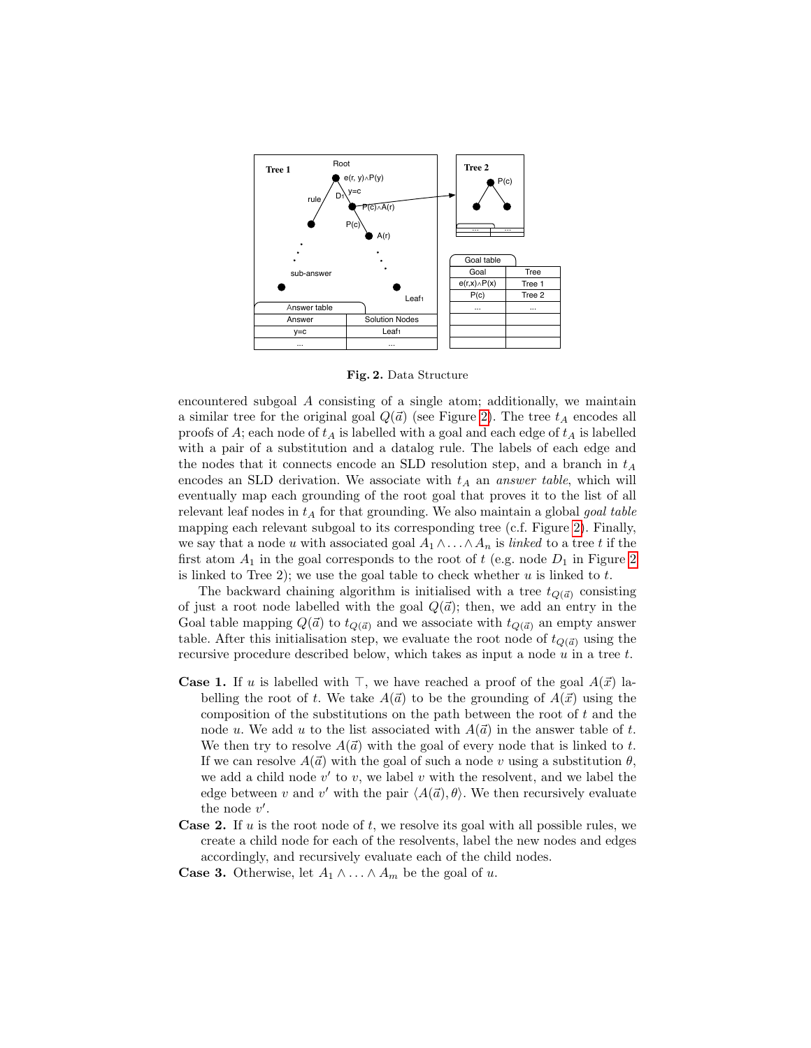**Fig. 2.** Data Structure

encountered subgoal $A$ consisting of a single atom; additionally, we maintain a similar tree for the original goal $Q(\vec{a})$ (see Figure 2). The tree $t_A$ encodes all proofs of $A$; each node of $t_A$ is labelled with a goal and each edge of $t_A$ is labelled with a pair of a substitution and a datalog rule. The labels of each edge and the nodes that it connects encode an SLD resolution step, and a branch in $t_A$ encodes an SLD derivation. We associate with $t_A$ an *answer table*, which will eventually map each grounding of the root goal that proves it to the list of all relevant leaf nodes in $t_A$ for that grounding. We also maintain a global *goal table* mapping each relevant subgoal to its corresponding tree (c.f. Figure 2). Finally, we say that a node $u$ with associated goal $A_1 \wedge \ldots \wedge A_n$ is *linked* to a tree $t$ if the first atom $A_1$ in the goal corresponds to the root of $t$ (e.g. node $D_1$ in Figure 2 is linked to Tree 2); we use the goal table to check whether $u$ is linked to $t$.

The backward chaining algorithm is initialised with a tree $t_{Q(\vec{a})}$ consisting of just a root node labelled with the goal $Q(\vec{a})$; then, we add an entry in the Goal table mapping $Q(\vec{a})$ to $t_{Q(\vec{a})}$ and we associate with $t_{Q(\vec{a})}$ an empty answer table. After this initialisation step, we evaluate the root node of $t_{Q(\vec{a})}$ using the recursive procedure described below, which takes as input a node $u$ in a tree $t$.

**Case 1.** If $u$ is labelled with $\top$, we have reached a proof of the goal $A(\vec{x})$ labelling the root of $t$. We take $A(\vec{a})$ to be the grounding of $A(\vec{x})$ using the composition of the substitutions on the path between the root of $t$ and the node $u$. We add $u$ to the list associated with $A(\vec{a})$ in the answer table of $t$. We then try to resolve $A(\vec{a})$ with the goal of every node that is linked to $t$. If we can resolve $A(\vec{a})$ with the goal of such a node $v$ using a substitution $\theta$, we add a child node $v'$ to $v$, we label $v$ with the resolvent, and we label the edge between $v$ and $v'$ with the pair $\langle A(\vec{a}), \theta \rangle$. We then recursively evaluate the node $v'$.

**Case 2.** If $u$ is the root node of $t$, we resolve its goal with all possible rules, we create a child node for each of the resolvents, label the new nodes and edges accordingly, and recursively evaluate each of the child nodes.

**Case 3.** Otherwise, let $A_1 \wedge \ldots \wedge A_m$ be the goal of $u$.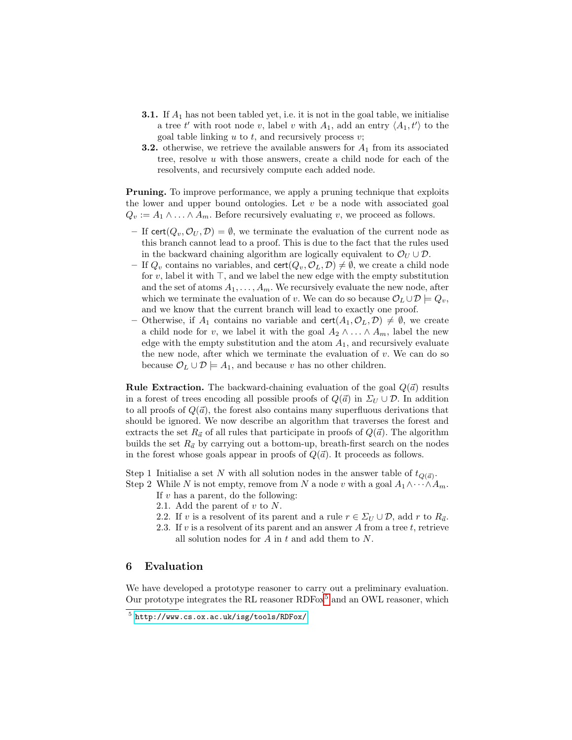**3.1.** If $A_1$ has not been tabled yet, i.e. it is not in the goal table, we initialise a tree $t'$ with root node $v$, label $v$ with $A_1$, add an entry $\langle A_1, t' \rangle$ to the goal table linking $u$ to $t$, and recursively process $v$;

**3.2.** otherwise, we retrieve the available answers for $A_1$ from its associated tree, resolve $u$ with those answers, create a child node for each of the resolvents, and recursively compute each added node.

**Pruning.** To improve performance, we apply a pruning technique that exploits the lower and upper bound ontologies. Let $v$ be a node with associated goal $Q_v := A_1 \wedge \ldots \wedge A_m$. Before recursively evaluating $v$, we proceed as follows.

- If $\mathsf{cert}(Q_v, \mathcal{O}_U, \mathcal{D}) = \emptyset$, we terminate the evaluation of the current node as this branch cannot lead to a proof. This is due to the fact that the rules used in the backward chaining algorithm are logically equivalent to $\mathcal{O}_U \cup \mathcal{D}$.
- If $Q_v$ contains no variables, and $\mathsf{cert}(Q_v, \mathcal{O}_L, \mathcal{D}) \neq \emptyset$, we create a child node for $v$, label it with $\top$, and we label the new edge with the empty substitution and the set of atoms $A_1, \ldots, A_m$. We recursively evaluate the new node, after which we terminate the evaluation of $v$. We can do so because $\mathcal{O}_L \cup \mathcal{D} \models Q_v$, and we know that the current branch will lead to exactly one proof.
- Otherwise, if $A_1$ contains no variable and $\mathsf{cert}(A_1, \mathcal{O}_L, \mathcal{D}) \neq \emptyset$, we create a child node for $v$, we label it with the goal $A_2 \wedge \ldots \wedge A_m$, label the new edge with the empty substitution and the atom $A_1$, and recursively evaluate the new node, after which we terminate the evaluation of $v$. We can do so because $\mathcal{O}_L \cup \mathcal{D} \models A_1$, and because $v$ has no other children.

**Rule Extraction.** The backward-chaining evaluation of the goal $Q(\vec{a})$ results in a forest of trees encoding all possible proofs of $Q(\vec{a})$ in $\Sigma_U \cup \mathcal{D}$. In addition to all proofs of $Q(\vec{a})$, the forest also contains many superfluous derivations that should be ignored. We now describe an algorithm that traverses the forest and extracts the set $R_{\vec{a}}$ of all rules that participate in proofs of $Q(\vec{a})$. The algorithm builds the set $R_{\vec{a}}$ by carrying out a bottom-up, breath-first search on the nodes in the forest whose goals appear in proofs of $Q(\vec{a})$. It proceeds as follows.

Step 1 Initialise a set $N$ with all solution nodes in the answer table of $t_{Q(\vec{a})}$.

Step 2 While $N$ is not empty, remove from $N$ a node $v$ with a goal $A_1 \wedge \cdots \wedge A_m$. If $v$ has a parent, do the following:

2.1. Add the parent of $v$ to $N$.

2.2. If $v$ is a resolvent of its parent and a rule $r \in \Sigma_U \cup \mathcal{D}$, add $r$ to $R_{\vec{a}}$.

2.3. If $v$ is a resolvent of its parent and an answer $A$ from a tree $t$, retrieve all solution nodes for $A$ in $t$ and add them to $N$.

## 6 Evaluation

We have developed a prototype reasoner to carry out a preliminary evaluation. Our prototype integrates the RL reasoner RDFox[5] and an OWL reasoner, which

[5] http://www.cs.ox.ac.uk/isg/tools/RDFox/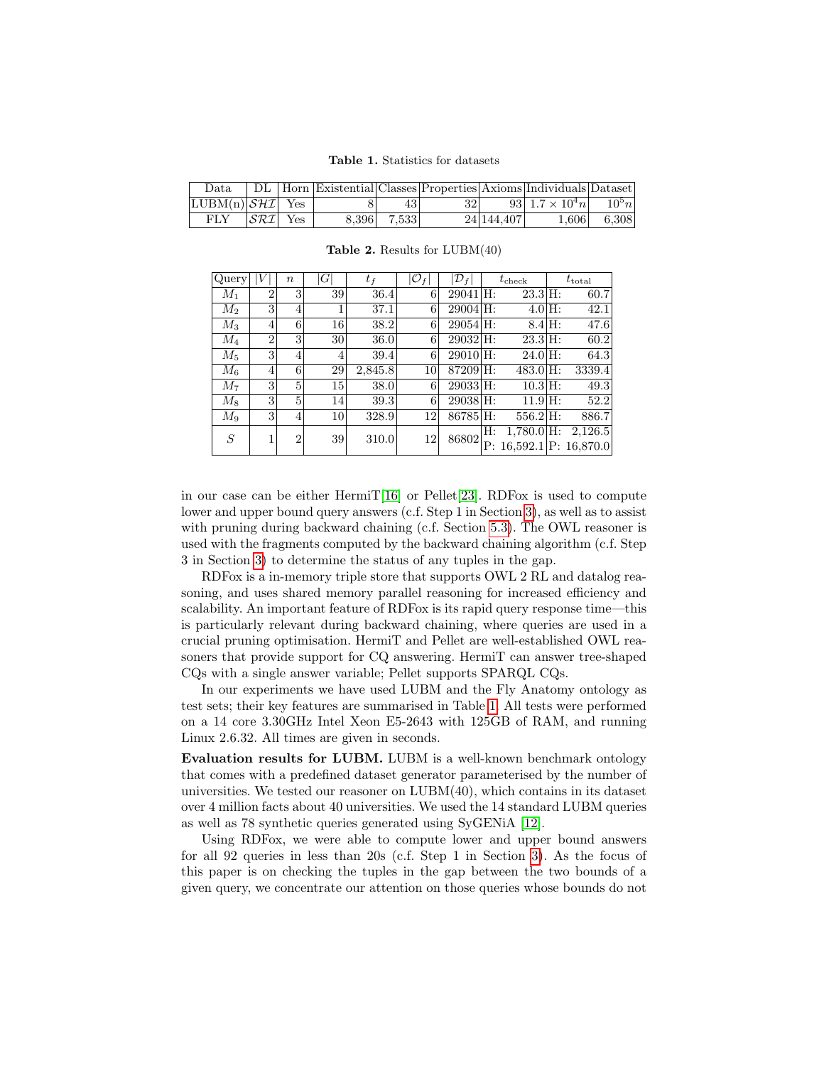**Table 1.** Statistics for datasets

| Data | DL | Horn | Existential | Classes | Properties | Axioms | Individuals | Dataset |
|---|---|---|---|---|---|---|---|---|
| LUBM(n) | $\mathcal{SHI}$ | Yes | 8 | 43 | 32 | 93 | $1.7 \times 10^4 n$ | $10^5 n$ |
| FLY | $\mathcal{SRI}$ | Yes | 8,396 | 7,533 | 24 | 144,407 | 1,606 | 6,308 |

**Table 2.** Results for LUBM(40)

| Query | $\|V\|$ | $n$ | $\|G\|$ | $t_f$ | $\|\mathcal{O}_f\|$ | $\|\mathcal{D}_f\|$ | $t_{\text{check}}$ | $t_{\text{total}}$ |
|---|---|---|---|---|---|---|---|---|
| $M_1$ | 2 | 3 | 39 | 36.4 | 6 | 29041 | H: 23.3 | H: 60.7 |
| $M_2$ | 3 | 4 | 1 | 37.1 | 6 | 29004 | H: 4.0 | H: 42.1 |
| $M_3$ | 4 | 6 | 16 | 38.2 | 6 | 29054 | H: 8.4 | H: 47.6 |
| $M_4$ | 2 | 3 | 30 | 36.0 | 6 | 29032 | H: 23.3 | H: 60.2 |
| $M_5$ | 3 | 4 | 4 | 39.4 | 6 | 29010 | H: 24.0 | H: 64.3 |
| $M_6$ | 4 | 6 | 29 | 2,845.8 | 10 | 87209 | H: 483.0 | H: 3339.4 |
| $M_7$ | 3 | 5 | 15 | 38.0 | 6 | 29033 | H: 10.3 | H: 49.3 |
| $M_8$ | 3 | 5 | 14 | 39.3 | 6 | 29038 | H: 11.9 | H: 52.2 |
| $M_9$ | 3 | 4 | 10 | 328.9 | 12 | 86785 | H: 556.2 | H: 886.7 |
| $S$ | 1 | 2 | 39 | 310.0 | 12 | 86802 | H: 1,780.0<br>P: 16,592.1 | H: 2,126.5<br>P: 16,870.0 |

in our case can be either HermiT[16] or Pellet[23]. RDFox is used to compute lower and upper bound query answers (c.f. Step 1 in Section 3), as well as to assist with pruning during backward chaining (c.f. Section 5.3). The OWL reasoner is used with the fragments computed by the backward chaining algorithm (c.f. Step 3 in Section 3) to determine the status of any tuples in the gap.

RDFox is a in-memory triple store that supports OWL 2 RL and datalog reasoning, and uses shared memory parallel reasoning for increased efficiency and scalability. An important feature of RDFox is its rapid query response time—this is particularly relevant during backward chaining, where queries are used in a crucial pruning optimisation. HermiT and Pellet are well-established OWL reasoners that provide support for CQ answering. HermiT can answer tree-shaped CQs with a single answer variable; Pellet supports SPARQL CQs.

In our experiments we have used LUBM and the Fly Anatomy ontology as test sets; their key features are summarised in Table 1. All tests were performed on a 14 core 3.30GHz Intel Xeon E5-2643 with 125GB of RAM, and running Linux 2.6.32. All times are given in seconds.

**Evaluation results for LUBM.** LUBM is a well-known benchmark ontology that comes with a predefined dataset generator parameterised by the number of universities. We tested our reasoner on LUBM(40), which contains in its dataset over 4 million facts about 40 universities. We used the 14 standard LUBM queries as well as 78 synthetic queries generated using SyGENiA [12].

Using RDFox, we were able to compute lower and upper bound answers for all 92 queries in less than 20s (c.f. Step 1 in Section 3). As the focus of this paper is on checking the tuples in the gap between the two bounds of a given query, we concentrate our attention on those queries whose bounds do not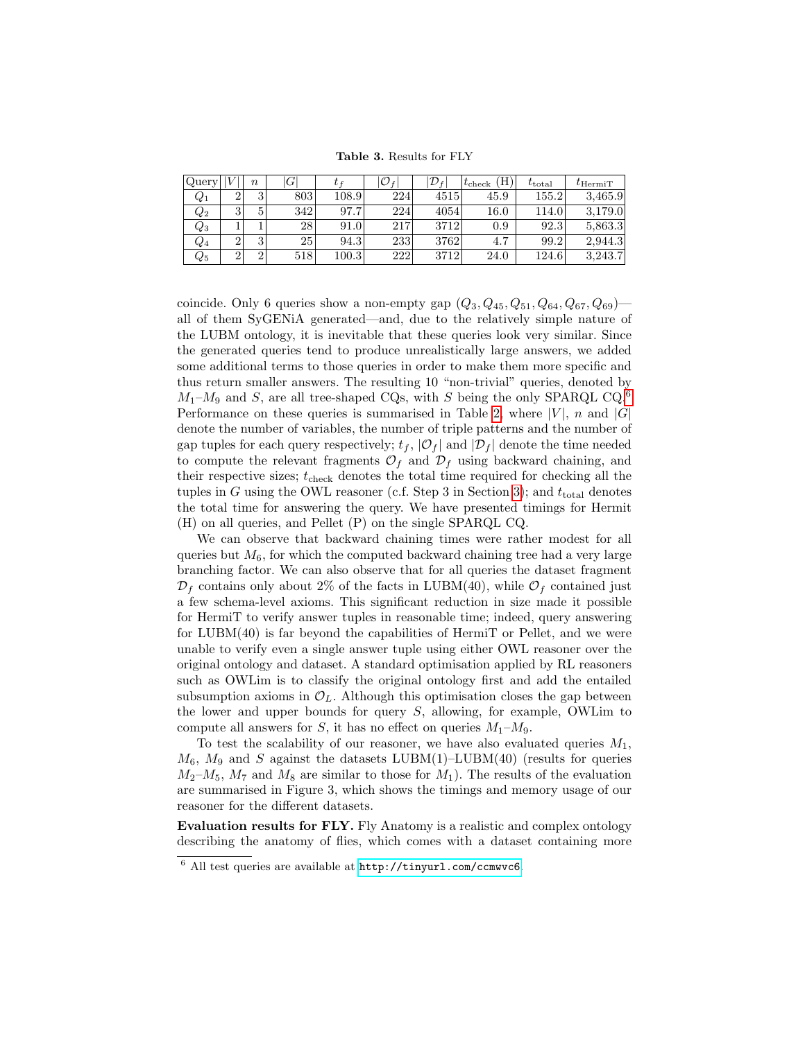**Table 3.** Results for FLY

| Query | $\|V\|$ | $n$ | $\|G\|$ | $t_f$ | $\|\mathcal{O}_f\|$ | $\|\mathcal{D}_f\|$ | $t_{\text{check}}$ (H) | $t_{\text{total}}$ | $t_{\text{HermiT}}$ |
|---|---|---|---|---|---|---|---|---|---|
| $Q_1$ | 2 | 3 | 803 | 108.9 | 224 | 4515 | 45.9 | 155.2 | 3,465.9 |
| $Q_2$ | 3 | 5 | 342 | 97.7 | 224 | 4054 | 16.0 | 114.0 | 3,179.0 |
| $Q_3$ | 1 | 1 | 28 | 91.0 | 217 | 3712 | 0.9 | 92.3 | 5,863.3 |
| $Q_4$ | 2 | 3 | 25 | 94.3 | 233 | 3762 | 4.7 | 99.2 | 2,944.3 |
| $Q_5$ | 2 | 2 | 518 | 100.3 | 222 | 3712 | 24.0 | 124.6 | 3,243.7 |

coincide. Only 6 queries show a non-empty gap ($Q_3, Q_{45}, Q_{51}, Q_{64}, Q_{67}, Q_{69}$)—all of them SyGENiA generated—and, due to the relatively simple nature of the LUBM ontology, it is inevitable that these queries look very similar. Since the generated queries tend to produce unrealistically large answers, we added some additional terms to those queries in order to make them more specific and thus return smaller answers. The resulting 10 "non-trivial" queries, denoted by $M_1$–$M_9$ and $S$, are all tree-shaped CQs, with $S$ being the only SPARQL CQ.[6] Performance on these queries is summarised in Table 2, where $|V|$, $n$ and $|G|$ denote the number of variables, the number of triple patterns and the number of gap tuples for each query respectively; $t_f$, $|\mathcal{O}_f|$ and $|\mathcal{D}_f|$ denote the time needed to compute the relevant fragments $\mathcal{O}_f$ and $\mathcal{D}_f$ using backward chaining, and their respective sizes; $t_{\text{check}}$ denotes the total time required for checking all the tuples in $G$ using the OWL reasoner (c.f. Step 3 in Section 3); and $t_{\text{total}}$ denotes the total time for answering the query. We have presented timings for Hermit (H) on all queries, and Pellet (P) on the single SPARQL CQ.

We can observe that backward chaining times were rather modest for all queries but $M_6$, for which the computed backward chaining tree had a very large branching factor. We can also observe that for all queries the dataset fragment $\mathcal{D}_f$ contains only about 2% of the facts in LUBM(40), while $\mathcal{O}_f$ contained just a few schema-level axioms. This significant reduction in size made it possible for HermiT to verify answer tuples in reasonable time; indeed, query answering for LUBM(40) is far beyond the capabilities of HermiT or Pellet, and we were unable to verify even a single answer tuple using either OWL reasoner over the original ontology and dataset. A standard optimisation applied by RL reasoners such as OWLim is to classify the original ontology first and add the entailed subsumption axioms in $\mathcal{O}_L$. Although this optimisation closes the gap between the lower and upper bounds for query $S$, allowing, for example, OWLim to compute all answers for $S$, it has no effect on queries $M_1$–$M_9$.

To test the scalability of our reasoner, we have also evaluated queries $M_1$, $M_6$, $M_9$ and $S$ against the datasets LUBM(1)–LUBM(40) (results for queries $M_2$–$M_5$, $M_7$ and $M_8$ are similar to those for $M_1$). The results of the evaluation are summarised in Figure 3, which shows the timings and memory usage of our reasoner for the different datasets.

**Evaluation results for FLY.** Fly Anatomy is a realistic and complex ontology describing the anatomy of flies, which comes with a dataset containing more

[6] All test queries are available at http://tinyurl.com/ccmwvc6.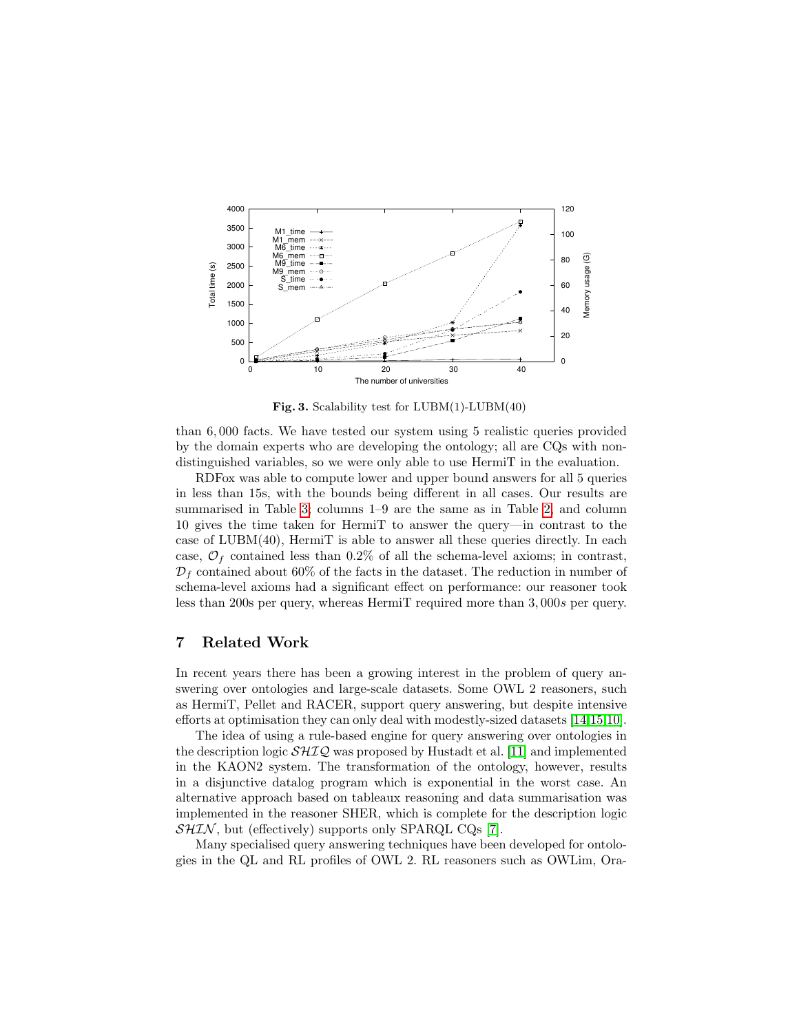**Fig. 3.** Scalability test for LUBM(1)-LUBM(40)

than 6,000 facts. We have tested our system using 5 realistic queries provided by the domain experts who are developing the ontology; all are CQs with non-distinguished variables, so we were only able to use HermiT in the evaluation.

RDFox was able to compute lower and upper bound answers for all 5 queries in less than 15s, with the bounds being different in all cases. Our results are summarised in Table 3; columns 1–9 are the same as in Table 2, and column 10 gives the time taken for HermiT to answer the query—in contrast to the case of LUBM(40), HermiT is able to answer all these queries directly. In each case, $\mathcal{O}_f$ contained less than 0.2% of all the schema-level axioms; in contrast, $\mathcal{D}_f$ contained about 60% of the facts in the dataset. The reduction in number of schema-level axioms had a significant effect on performance: our reasoner took less than 200s per query, whereas HermiT required more than 3,000$s$ per query.

## 7 Related Work

In recent years there has been a growing interest in the problem of query answering over ontologies and large-scale datasets. Some OWL 2 reasoners, such as HermiT, Pellet and RACER, support query answering, but despite intensive efforts at optimisation they can only deal with modestly-sized datasets [14,15,10].

The idea of using a rule-based engine for query answering over ontologies in the description logic $\mathcal{SHIQ}$ was proposed by Hustadt et al. [11] and implemented in the KAON2 system. The transformation of the ontology, however, results in a disjunctive datalog program which is exponential in the worst case. An alternative approach based on tableaux reasoning and data summarisation was implemented in the reasoner SHER, which is complete for the description logic $\mathcal{SHIN}$, but (effectively) supports only SPARQL CQs [7].

Many specialised query answering techniques have been developed for ontologies in the QL and RL profiles of OWL 2. RL reasoners such as OWLim, Ora-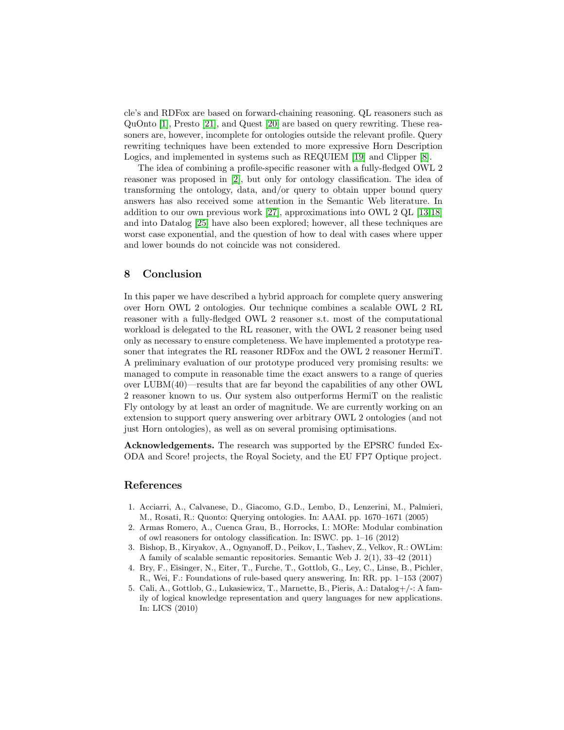cle's and RDFox are based on forward-chaining reasoning. QL reasoners such as QuOnto [1], Presto [21], and Quest [20] are based on query rewriting. These reasoners are, however, incomplete for ontologies outside the relevant profile. Query rewriting techniques have been extended to more expressive Horn Description Logics, and implemented in systems such as REQUIEM [19] and Clipper [8].

The idea of combining a profile-specific reasoner with a fully-fledged OWL 2 reasoner was proposed in [2], but only for ontology classification. The idea of transforming the ontology, data, and/or query to obtain upper bound query answers has also received some attention in the Semantic Web literature. In addition to our own previous work [27], approximations into OWL 2 QL [13,18] and into Datalog [25] have also been explored; however, all these techniques are worst case exponential, and the question of how to deal with cases where upper and lower bounds do not coincide was not considered.

## 8 Conclusion

In this paper we have described a hybrid approach for complete query answering over Horn OWL 2 ontologies. Our technique combines a scalable OWL 2 RL reasoner with a fully-fledged OWL 2 reasoner s.t. most of the computational workload is delegated to the RL reasoner, with the OWL 2 reasoner being used only as necessary to ensure completeness. We have implemented a prototype reasoner that integrates the RL reasoner RDFox and the OWL 2 reasoner HermiT. A preliminary evaluation of our prototype produced very promising results: we managed to compute in reasonable time the exact answers to a range of queries over LUBM(40)—results that are far beyond the capabilities of any other OWL 2 reasoner known to us. Our system also outperforms HermiT on the realistic Fly ontology by at least an order of magnitude. We are currently working on an extension to support query answering over arbitrary OWL 2 ontologies (and not just Horn ontologies), as well as on several promising optimisations.

**Acknowledgements.** The research was supported by the EPSRC funded ExODA and Score! projects, the Royal Society, and the EU FP7 Optique project.

## References

1. Acciarri, A., Calvanese, D., Giacomo, G.D., Lembo, D., Lenzerini, M., Palmieri, M., Rosati, R.: Quonto: Querying ontologies. In: AAAI. pp. 1670–1671 (2005)
2. Armas Romero, A., Cuenca Grau, B., Horrocks, I.: MORe: Modular combination of owl reasoners for ontology classification. In: ISWC. pp. 1–16 (2012)
3. Bishop, B., Kiryakov, A., Ognyanoff, D., Peikov, I., Tashev, Z., Velkov, R.: OWLim: A family of scalable semantic repositories. Semantic Web J. 2(1), 33–42 (2011)
4. Bry, F., Eisinger, N., Eiter, T., Furche, T., Gottlob, G., Ley, C., Linse, B., Pichler, R., Wei, F.: Foundations of rule-based query answering. In: RR. pp. 1–153 (2007)
5. Cali, A., Gottlob, G., Lukasiewicz, T., Marnette, B., Pieris, A.: Datalog+/-: A family of logical knowledge representation and query languages for new applications. In: LICS (2010)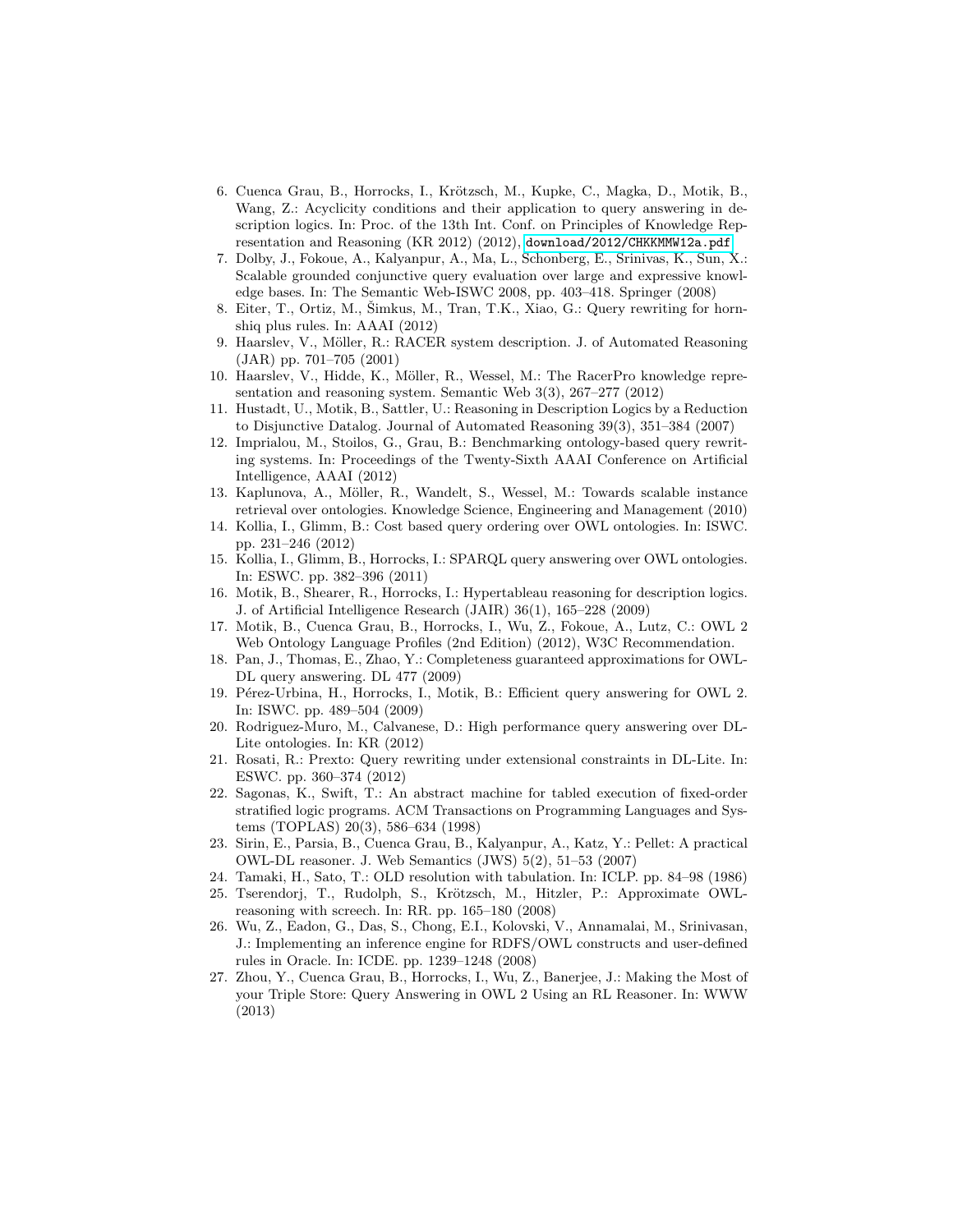6. Cuenca Grau, B., Horrocks, I., Krötzsch, M., Kupke, C., Magka, D., Motik, B., Wang, Z.: Acyclicity conditions and their application to query answering in description logics. In: Proc. of the 13th Int. Conf. on Principles of Knowledge Representation and Reasoning (KR 2012) (2012), `download/2012/CHKKMMW12a.pdf`
7. Dolby, J., Fokoue, A., Kalyanpur, A., Ma, L., Schonberg, E., Srinivas, K., Sun, X.: Scalable grounded conjunctive query evaluation over large and expressive knowledge bases. In: The Semantic Web-ISWC 2008, pp. 403–418. Springer (2008)
8. Eiter, T., Ortiz, M., Šimkus, M., Tran, T.K., Xiao, G.: Query rewriting for horn-shiq plus rules. In: AAAI (2012)
9. Haarslev, V., Möller, R.: RACER system description. J. of Automated Reasoning (JAR) pp. 701–705 (2001)
10. Haarslev, V., Hidde, K., Möller, R., Wessel, M.: The RacerPro knowledge representation and reasoning system. Semantic Web 3(3), 267–277 (2012)
11. Hustadt, U., Motik, B., Sattler, U.: Reasoning in Description Logics by a Reduction to Disjunctive Datalog. Journal of Automated Reasoning 39(3), 351–384 (2007)
12. Imprialou, M., Stoilos, G., Grau, B.: Benchmarking ontology-based query rewriting systems. In: Proceedings of the Twenty-Sixth AAAI Conference on Artificial Intelligence, AAAI (2012)
13. Kaplunova, A., Möller, R., Wandelt, S., Wessel, M.: Towards scalable instance retrieval over ontologies. Knowledge Science, Engineering and Management (2010)
14. Kollia, I., Glimm, B.: Cost based query ordering over OWL ontologies. In: ISWC. pp. 231–246 (2012)
15. Kollia, I., Glimm, B., Horrocks, I.: SPARQL query answering over OWL ontologies. In: ESWC. pp. 382–396 (2011)
16. Motik, B., Shearer, R., Horrocks, I.: Hypertableau reasoning for description logics. J. of Artificial Intelligence Research (JAIR) 36(1), 165–228 (2009)
17. Motik, B., Cuenca Grau, B., Horrocks, I., Wu, Z., Fokoue, A., Lutz, C.: OWL 2 Web Ontology Language Profiles (2nd Edition) (2012), W3C Recommendation.
18. Pan, J., Thomas, E., Zhao, Y.: Completeness guaranteed approximations for OWL-DL query answering. DL 477 (2009)
19. Pérez-Urbina, H., Horrocks, I., Motik, B.: Efficient query answering for OWL 2. In: ISWC. pp. 489–504 (2009)
20. Rodriguez-Muro, M., Calvanese, D.: High performance query answering over DL-Lite ontologies. In: KR (2012)
21. Rosati, R.: Prexto: Query rewriting under extensional constraints in DL-Lite. In: ESWC. pp. 360–374 (2012)
22. Sagonas, K., Swift, T.: An abstract machine for tabled execution of fixed-order stratified logic programs. ACM Transactions on Programming Languages and Systems (TOPLAS) 20(3), 586–634 (1998)
23. Sirin, E., Parsia, B., Cuenca Grau, B., Kalyanpur, A., Katz, Y.: Pellet: A practical OWL-DL reasoner. J. Web Semantics (JWS) 5(2), 51–53 (2007)
24. Tamaki, H., Sato, T.: OLD resolution with tabulation. In: ICLP. pp. 84–98 (1986)
25. Tserendorj, T., Rudolph, S., Krötzsch, M., Hitzler, P.: Approximate OWL-reasoning with screech. In: RR. pp. 165–180 (2008)
26. Wu, Z., Eadon, G., Das, S., Chong, E.I., Kolovski, V., Annamalai, M., Srinivasan, J.: Implementing an inference engine for RDFS/OWL constructs and user-defined rules in Oracle. In: ICDE. pp. 1239–1248 (2008)
27. Zhou, Y., Cuenca Grau, B., Horrocks, I., Wu, Z., Banerjee, J.: Making the Most of your Triple Store: Query Answering in OWL 2 Using an RL Reasoner. In: WWW (2013)